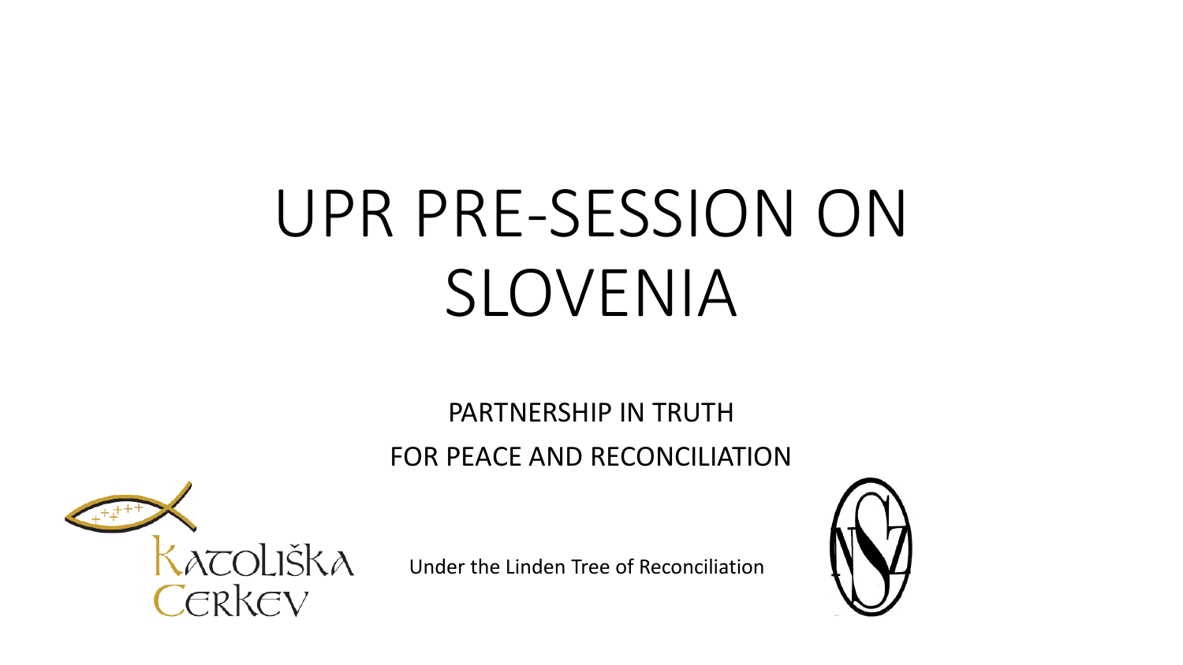# UPR PRE-SESSION ON SLOVENIA

PARTNERSHIP IN TRUTH

FOR PEACE AND RECONCILIATION

KATOLIŠKA CERKEV

Under the Linden Tree of Reconciliation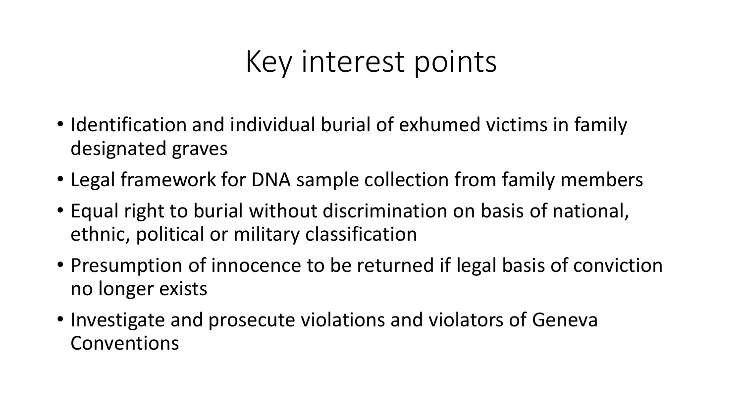# Key interest points

- Identification and individual burial of exhumed victims in family designated graves
- Legal framework for DNA sample collection from family members
- Equal right to burial without discrimination on basis of national, ethnic, political or military classification
- Presumption of innocence to be returned if legal basis of conviction no longer exists
- Investigate and prosecute violations and violators of Geneva Conventions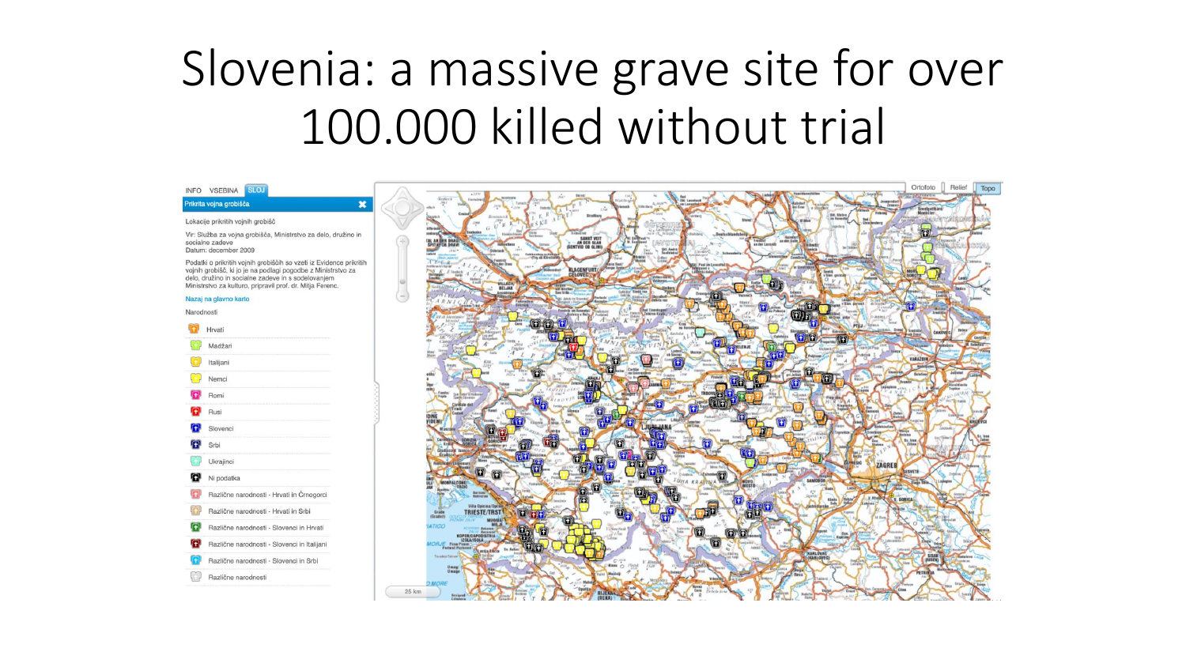# Slovenia: a massive grave site for over 100.000 killed without trial

INFO VSEBINA SLOJ

Prikrita vojna grobišča

Lokacije prikritih vojnih grobišč

Vir: Služba za vojna grobišča, Ministrstvo za delo, družino in socialne zadeve
Datum: december 2009

Podatki o prikritih vojnih grobiščih so vzeti iz Evidence prikritih vojnih grobišč, ki jo je na podlagi pogodbe z Ministrstvo za delo, družino in socialne zadeve in s sodelovanjem Ministrstvo za kulturo, pripravil prof. dr. Mitja Ferenc.

Nazaj na glavno karto

Narodnosti

- Hrvati
- Madžari
- Italijani
- Nemci
- Romi
- Rusi
- Slovenci
- Srbi
- Ukrajinci
- Ni podatka
- Različne narodnosti - Hrvati in Črnogorci
- Različne narodnosti - Hrvati in Srbi
- Različne narodnosti - Slovenci in Hrvati
- Različne narodnosti - Slovenci in Italijani
- Različne narodnosti - Slovenci in Srbi
- Različne narodnosti

Ortofoto Relief Topo

25 km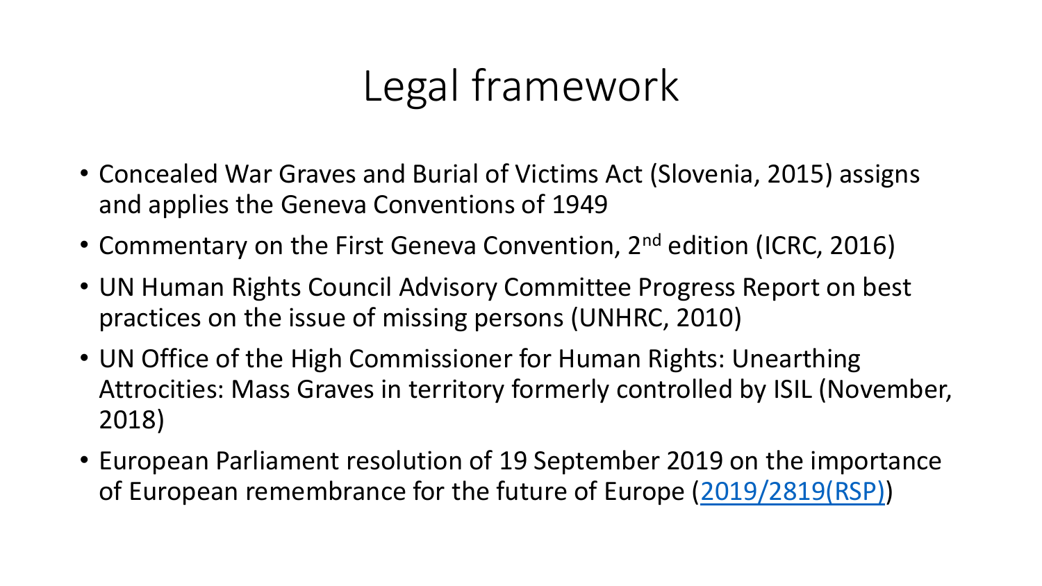# Legal framework

- Concealed War Graves and Burial of Victims Act (Slovenia, 2015) assigns and applies the Geneva Conventions of 1949
- Commentary on the First Geneva Convention, 2nd edition (ICRC, 2016)
- UN Human Rights Council Advisory Committee Progress Report on best practices on the issue of missing persons (UNHRC, 2010)
- UN Office of the High Commissioner for Human Rights: Unearthing Atrocities: Mass Graves in territory formerly controlled by ISIL (November, 2018)
- European Parliament resolution of 19 September 2019 on the importance of European remembrance for the future of Europe (2019/2819(RSP))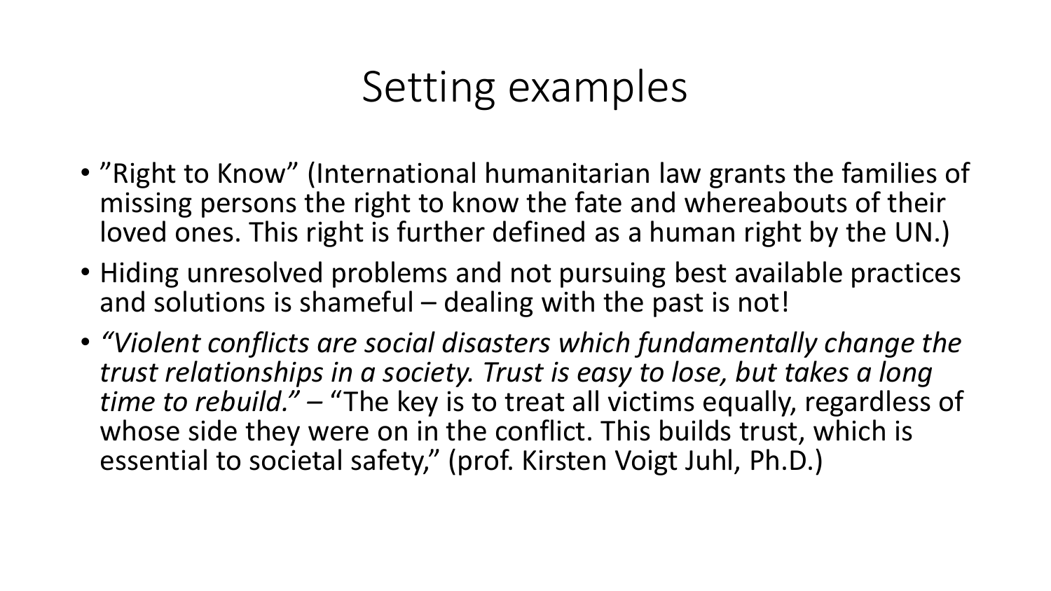# Setting examples

- ”Right to Know” (International humanitarian law grants the families of missing persons the right to know the fate and whereabouts of their loved ones. This right is further defined as a human right by the UN.)
- Hiding unresolved problems and not pursuing best available practices and solutions is shameful – dealing with the past is not!
- *“Violent conflicts are social disasters which fundamentally change the trust relationships in a society. Trust is easy to lose, but takes a long time to rebuild.”* – “The key is to treat all victims equally, regardless of whose side they were on in the conflict. This builds trust, which is essential to societal safety,” (prof. Kirsten Voigt Juhl, Ph.D.)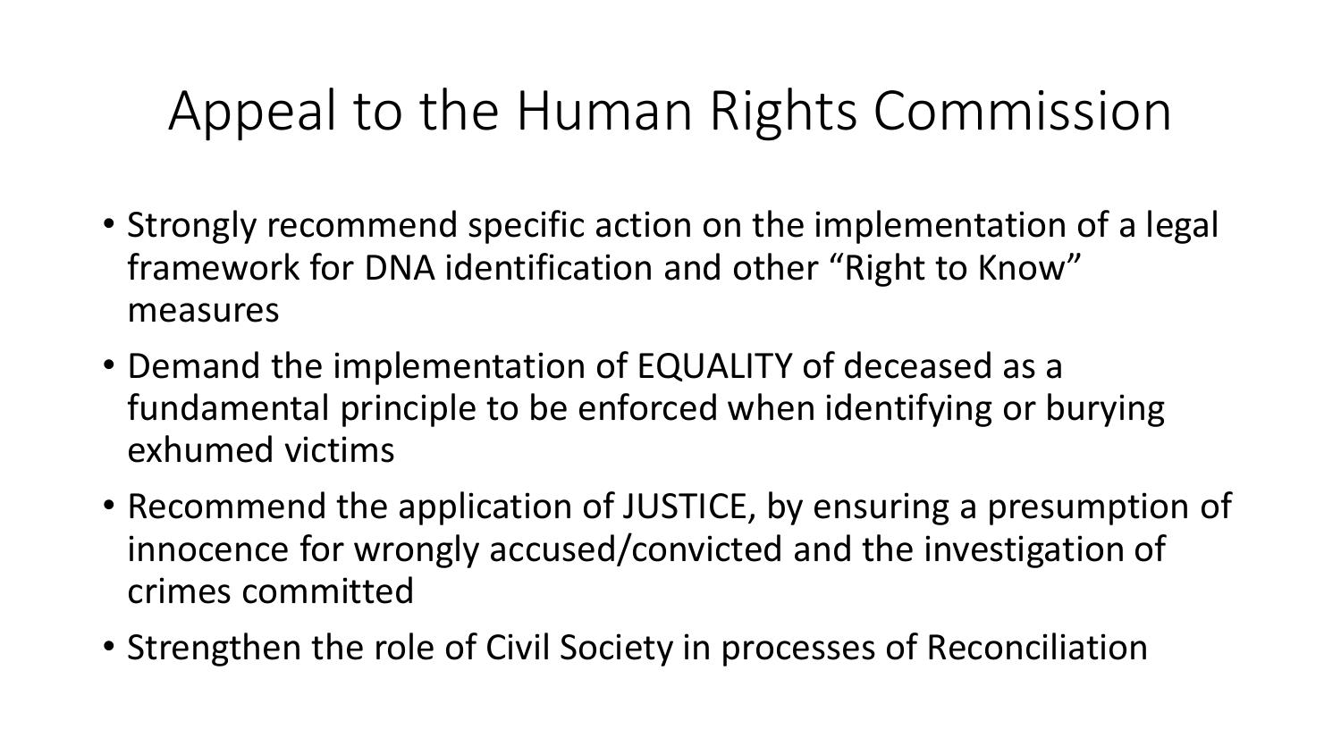# Appeal to the Human Rights Commission

- Strongly recommend specific action on the implementation of a legal framework for DNA identification and other “Right to Know” measures
- Demand the implementation of EQUALITY of deceased as a fundamental principle to be enforced when identifying or burying exhumed victims
- Recommend the application of JUSTICE, by ensuring a presumption of innocence for wrongly accused/convicted and the investigation of crimes committed
- Strengthen the role of Civil Society in processes of Reconciliation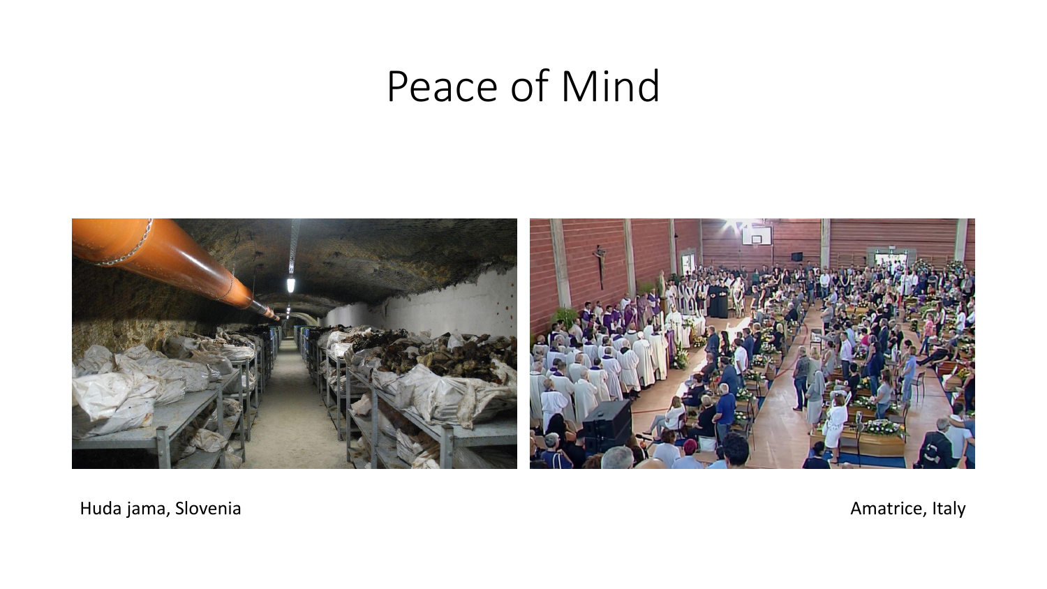# Peace of Mind

Huda jama, Slovenia

Amatrice, Italy